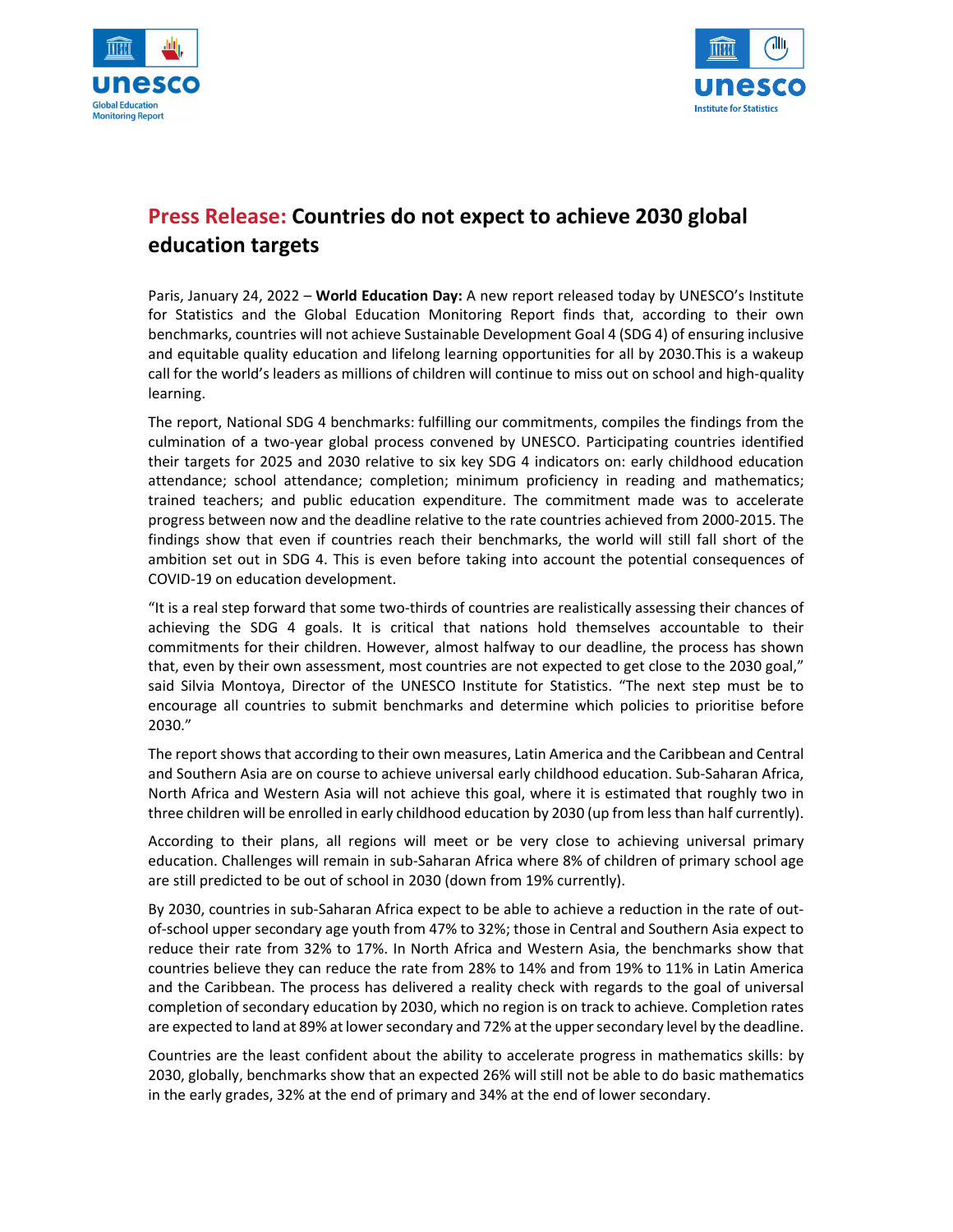# **Press Release: Countries do not expect to achieve 2030 global education targets**

Paris, January 24, 2022 – **World Education Day:** A new report released today by UNESCO's Institute for Statistics and the Global Education Monitoring Report finds that, according to their own benchmarks, countries will not achieve Sustainable Development Goal 4 (SDG 4) of ensuring inclusive and equitable quality education and lifelong learning opportunities for all by 2030.This is a wakeup call for the world's leaders as millions of children will continue to miss out on school and high-quality learning.

The report, National SDG 4 benchmarks: fulfilling our commitments, compiles the findings from the culmination of a two-year global process convened by UNESCO. Participating countries identified their targets for 2025 and 2030 relative to six key SDG 4 indicators on: early childhood education attendance; school attendance; completion; minimum proficiency in reading and mathematics; trained teachers; and public education expenditure. The commitment made was to accelerate progress between now and the deadline relative to the rate countries achieved from 2000-2015. The findings show that even if countries reach their benchmarks, the world will still fall short of the ambition set out in SDG 4. This is even before taking into account the potential consequences of COVID-19 on education development.

"It is a real step forward that some two-thirds of countries are realistically assessing their chances of achieving the SDG 4 goals. It is critical that nations hold themselves accountable to their commitments for their children. However, almost halfway to our deadline, the process has shown that, even by their own assessment, most countries are not expected to get close to the 2030 goal," said Silvia Montoya, Director of the UNESCO Institute for Statistics. "The next step must be to encourage all countries to submit benchmarks and determine which policies to prioritise before 2030."

The report shows that according to their own measures, Latin America and the Caribbean and Central and Southern Asia are on course to achieve universal early childhood education. Sub-Saharan Africa, North Africa and Western Asia will not achieve this goal, where it is estimated that roughly two in three children will be enrolled in early childhood education by 2030 (up from less than half currently).

According to their plans, all regions will meet or be very close to achieving universal primary education. Challenges will remain in sub-Saharan Africa where 8% of children of primary school age are still predicted to be out of school in 2030 (down from 19% currently).

By 2030, countries in sub-Saharan Africa expect to be able to achieve a reduction in the rate of out-of-school upper secondary age youth from 47% to 32%; those in Central and Southern Asia expect to reduce their rate from 32% to 17%. In North Africa and Western Asia, the benchmarks show that countries believe they can reduce the rate from 28% to 14% and from 19% to 11% in Latin America and the Caribbean. The process has delivered a reality check with regards to the goal of universal completion of secondary education by 2030, which no region is on track to achieve. Completion rates are expected to land at 89% at lower secondary and 72% at the upper secondary level by the deadline.

Countries are the least confident about the ability to accelerate progress in mathematics skills: by 2030, globally, benchmarks show that an expected 26% will still not be able to do basic mathematics in the early grades, 32% at the end of primary and 34% at the end of lower secondary.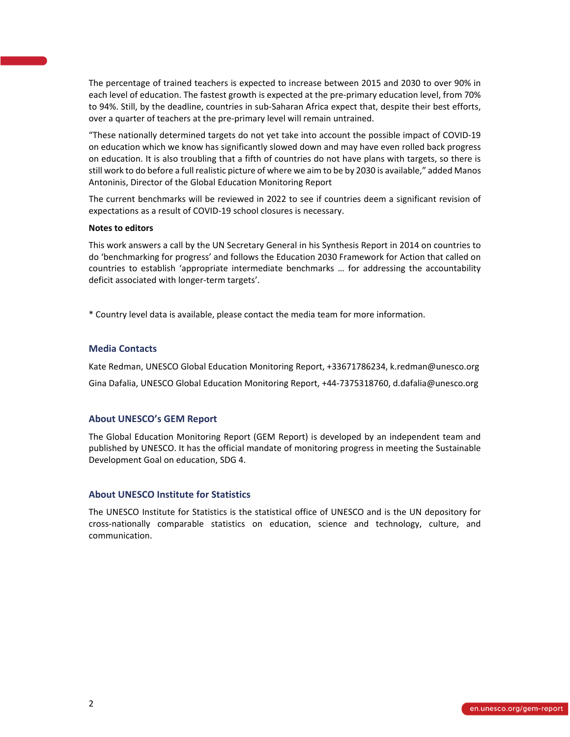The percentage of trained teachers is expected to increase between 2015 and 2030 to over 90% in each level of education. The fastest growth is expected at the pre-primary education level, from 70% to 94%. Still, by the deadline, countries in sub-Saharan Africa expect that, despite their best efforts, over a quarter of teachers at the pre-primary level will remain untrained.

"These nationally determined targets do not yet take into account the possible impact of COVID-19 on education which we know has significantly slowed down and may have even rolled back progress on education. It is also troubling that a fifth of countries do not have plans with targets, so there is still work to do before a full realistic picture of where we aim to be by 2030 is available," added Manos Antoninis, Director of the Global Education Monitoring Report

The current benchmarks will be reviewed in 2022 to see if countries deem a significant revision of expectations as a result of COVID-19 school closures is necessary.

**Notes to editors**

This work answers a call by the UN Secretary General in his Synthesis Report in 2014 on countries to do 'benchmarking for progress' and follows the Education 2030 Framework for Action that called on countries to establish 'appropriate intermediate benchmarks … for addressing the accountability deficit associated with longer-term targets'.

* Country level data is available, please contact the media team for more information.

### Media Contacts

Kate Redman, UNESCO Global Education Monitoring Report, +33671786234, k.redman@unesco.org

Gina Dafalia, UNESCO Global Education Monitoring Report, +44-7375318760, d.dafalia@unesco.org

### About UNESCO's GEM Report

The Global Education Monitoring Report (GEM Report) is developed by an independent team and published by UNESCO. It has the official mandate of monitoring progress in meeting the Sustainable Development Goal on education, SDG 4.

### About UNESCO Institute for Statistics

The UNESCO Institute for Statistics is the statistical office of UNESCO and is the UN depository for cross-nationally comparable statistics on education, science and technology, culture, and communication.